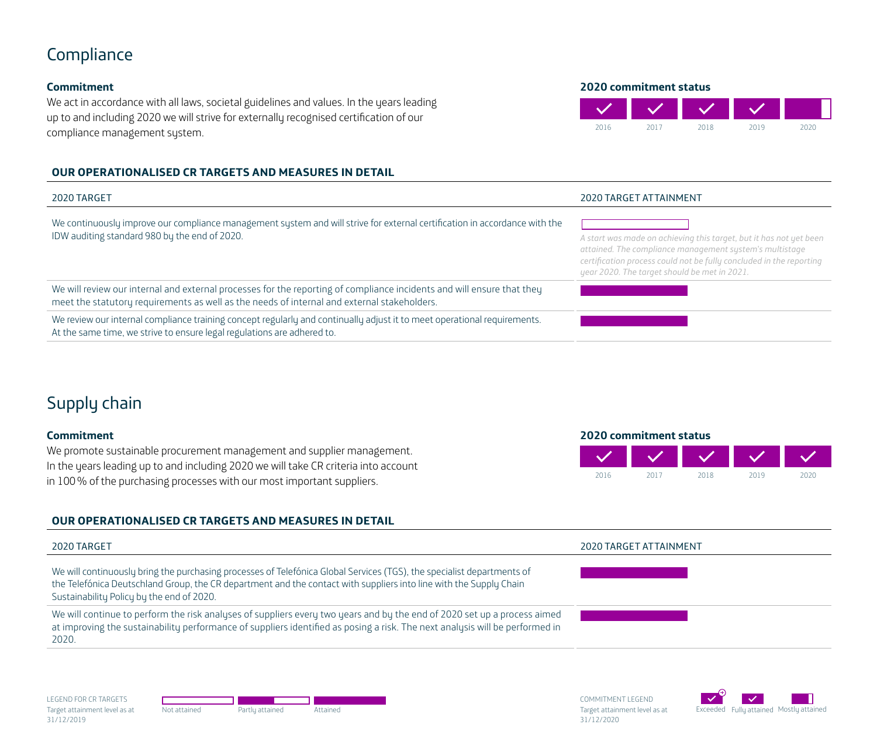## Compliance

**Commitment**

We act in accordance with all laws, societal guidelines and values. In the years leading up to and including 2020 we will strive for externally recognised certification of our compliance management system.

**2020 commitment status**

| 2016 | 2017 | 2018 | 2019 | 2020 |
|---|---|---|---|---|
| ✓ | ✓ | ✓ | ✓ | Mostly attained |

**OUR OPERATIONALISED CR TARGETS AND MEASURES IN DETAIL**

| 2020 TARGET | 2020 TARGET ATTAINMENT |
|---|---|
| We continuously improve our compliance management system and will strive for external certification in accordance with the IDW auditing standard 980 by the end of 2020. | Not attained *A start was made on achieving this target, but it has not yet been attained. The compliance management system's multistage certification process could not be fully concluded in the reporting year 2020. The target should be met in 2021.* |
| We will review our internal and external processes for the reporting of compliance incidents and will ensure that they meet the statutory requirements as well as the needs of internal and external stakeholders. | Attained |
| We review our internal compliance training concept regularly and continually adjust it to meet operational requirements. At the same time, we strive to ensure legal regulations are adhered to. | Attained |

## Supply chain

**Commitment**

We promote sustainable procurement management and supplier management. In the years leading up to and including 2020 we will take CR criteria into account in 100 % of the purchasing processes with our most important suppliers.

**2020 commitment status**

| 2016 | 2017 | 2018 | 2019 | 2020 |
|---|---|---|---|---|
| ✓ | ✓ | ✓ | ✓ | ✓ |

**OUR OPERATIONALISED CR TARGETS AND MEASURES IN DETAIL**

| 2020 TARGET | 2020 TARGET ATTAINMENT |
|---|---|
| We will continuously bring the purchasing processes of Telefónica Global Services (TGS), the specialist departments of the Telefónica Deutschland Group, the CR department and the contact with suppliers into line with the Supply Chain Sustainability Policy by the end of 2020. | Attained |
| We will continue to perform the risk analyses of suppliers every two years and by the end of 2020 set up a process aimed at improving the sustainability performance of suppliers identified as posing a risk. The next analysis will be performed in 2020. | Attained |

LEGEND FOR CR TARGETS
Target attainment level as at 31/12/2019
Not attained | Partly attained | Attained

COMMITMENT LEGEND
Target attainment level as at 31/12/2020
Exceeded | Fully attained | Mostly attained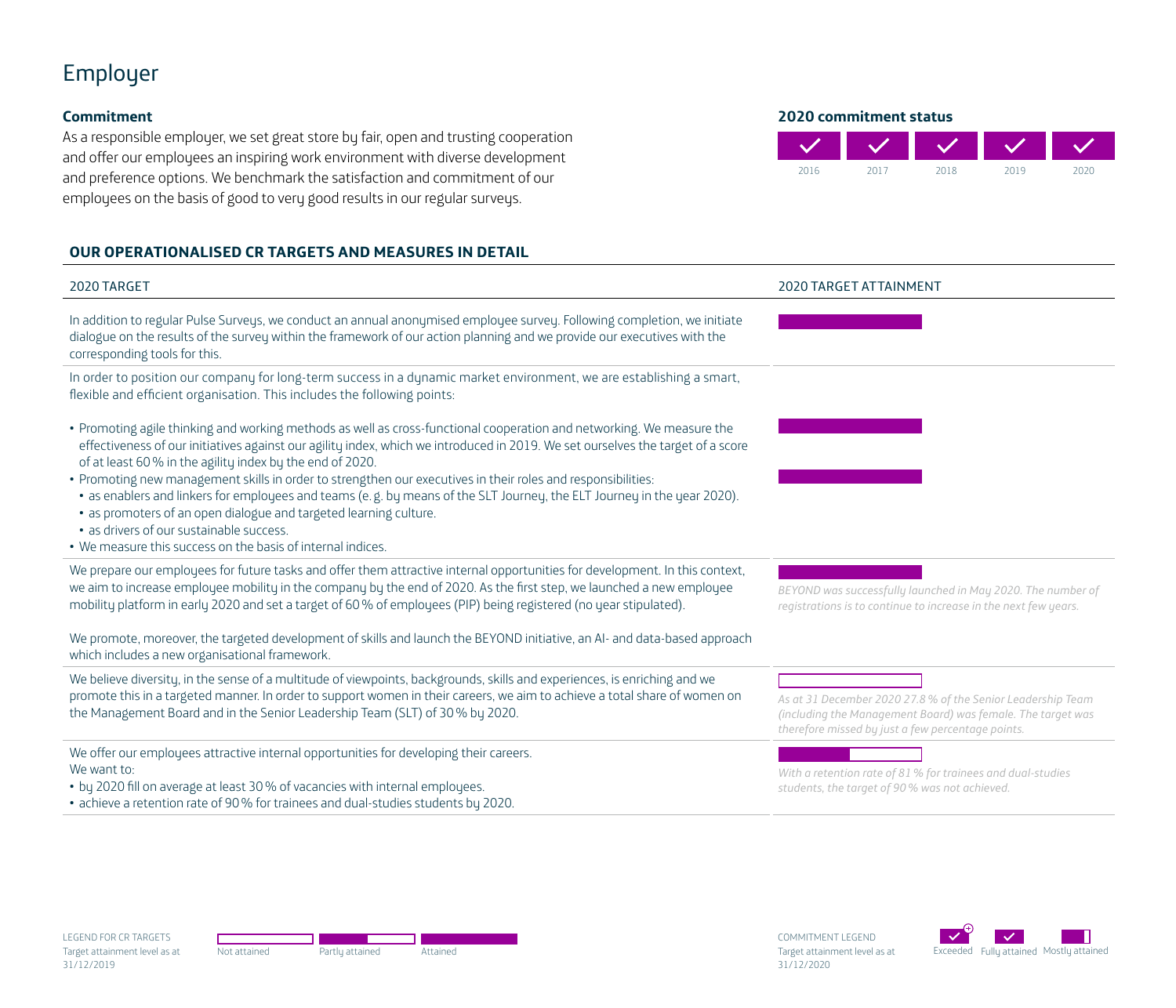# Employer

**Commitment**

As a responsible employer, we set great store by fair, open and trusting cooperation and offer our employees an inspiring work environment with diverse development and preference options. We benchmark the satisfaction and commitment of our employees on the basis of good to very good results in our regular surveys.

**2020 commitment status**

| 2016 | 2017 | 2018 | 2019 | 2020 |
|---|---|---|---|---|
| ✓ | ✓ | ✓ | ✓ | ✓ |

**OUR OPERATIONALISED CR TARGETS AND MEASURES IN DETAIL**

| 2020 TARGET | 2020 TARGET ATTAINMENT |
|---|---|
| In addition to regular Pulse Surveys, we conduct an annual anonymised employee survey. Following completion, we initiate dialogue on the results of the survey within the framework of our action planning and we provide our executives with the corresponding tools for this. | Attained |
| In order to position our company for long-term success in a dynamic market environment, we are establishing a smart, flexible and efficient organisation. This includes the following points: | |
| • Promoting agile thinking and working methods as well as cross-functional cooperation and networking. We measure the effectiveness of our initiatives against our agility index, which we introduced in 2019. We set ourselves the target of a score of at least 60 % in the agility index by the end of 2020. | Attained |
| • Promoting new management skills in order to strengthen our executives in their roles and responsibilities:<br>• as enablers and linkers for employees and teams (e. g. by means of the SLT Journey, the ELT Journey in the year 2020).<br>• as promoters of an open dialogue and targeted learning culture.<br>• as drivers of our sustainable success.<br>• We measure this success on the basis of internal indices. | Attained |
| We prepare our employees for future tasks and offer them attractive internal opportunities for development. In this context, we aim to increase employee mobility in the company by the end of 2020. As the first step, we launched a new employee mobility platform in early 2020 and set a target of 60 % of employees (PIP) being registered (no year stipulated).<br><br>We promote, moreover, the targeted development of skills and launch the BEYOND initiative, an AI- and data-based approach which includes a new organisational framework. | Attained<br>*BEYOND was successfully launched in May 2020. The number of registrations is to continue to increase in the next few years.* |
| We believe diversity, in the sense of a multitude of viewpoints, backgrounds, skills and experiences, is enriching and we promote this in a targeted manner. In order to support women in their careers, we aim to achieve a total share of women on the Management Board and in the Senior Leadership Team (SLT) of 30 % by 2020. | Not attained<br>*As at 31 December 2020 27.8 % of the Senior Leadership Team (including the Management Board) was female. The target was therefore missed by just a few percentage points.* |
| We offer our employees attractive internal opportunities for developing their careers.<br>We want to:<br>• by 2020 fill on average at least 30 % of vacancies with internal employees.<br>• achieve a retention rate of 90 % for trainees and dual-studies students by 2020. | Partly attained<br>*With a retention rate of 81 % for trainees and dual-studies students, the target of 90 % was not achieved.* |

LEGEND FOR CR TARGETS
Target attainment level as at 31/12/2019
Not attained | Partly attained | Attained

COMMITMENT LEGEND
Target attainment level as at 31/12/2020
Exceeded | Fully attained | Mostly attained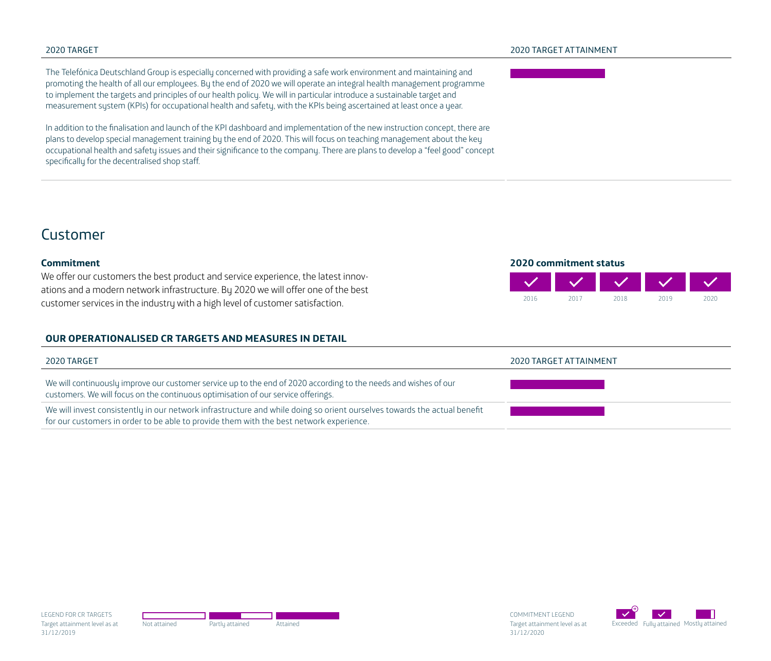| 2020 TARGET | 2020 TARGET ATTAINMENT |
| --- | --- |
| The Telefónica Deutschland Group is especially concerned with providing a safe work environment and maintaining and promoting the health of all our employees. By the end of 2020 we will operate an integral health management programme to implement the targets and principles of our health policy. We will in particular introduce a sustainable target and measurement system (KPIs) for occupational health and safety, with the KPIs being ascertained at least once a year.<br><br>In addition to the finalisation and launch of the KPI dashboard and implementation of the new instruction concept, there are plans to develop special management training by the end of 2020. This will focus on teaching management about the key occupational health and safety issues and their significance to the company. There are plans to develop a “feel good” concept specifically for the decentralised shop staff. | Attained |

## Customer

**Commitment**

We offer our customers the best product and service experience, the latest innovations and a modern network infrastructure. By 2020 we will offer one of the best customer services in the industry with a high level of customer satisfaction.

**2020 commitment status**

| 2016 | 2017 | 2018 | 2019 | 2020 |
| --- | --- | --- | --- | --- |
| Fully attained | Fully attained | Fully attained | Fully attained | Fully attained |

**OUR OPERATIONALISED CR TARGETS AND MEASURES IN DETAIL**

| 2020 TARGET | 2020 TARGET ATTAINMENT |
| --- | --- |
| We will continuously improve our customer service up to the end of 2020 according to the needs and wishes of our customers. We will focus on the continuous optimisation of our service offerings. | Attained |
| We will invest consistently in our network infrastructure and while doing so orient ourselves towards the actual benefit for our customers in order to be able to provide them with the best network experience. | Attained |

LEGEND FOR CR TARGETS
Target attainment level as at 31/12/2019
Not attained | Partly attained | Attained

COMMITMENT LEGEND
Target attainment level as at 31/12/2020
Exceeded | Fully attained | Mostly attained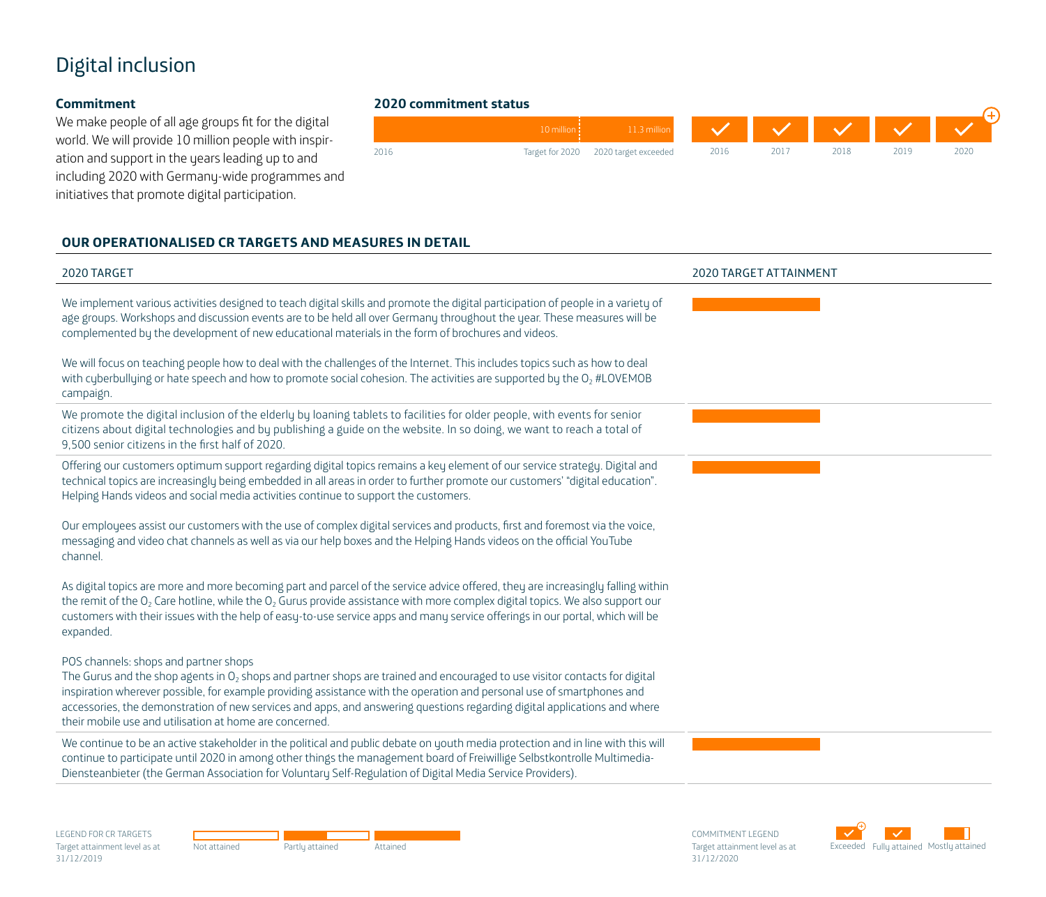# Digital inclusion

**Commitment**

We make people of all age groups fit for the digital world. We will provide 10 million people with inspiration and support in the years leading up to and including 2020 with Germany-wide programmes and initiatives that promote digital participation.

**2020 commitment status**

| 2016 | 10 million – Target for 2020 | 11.3 million – 2020 target exceeded |
|---|---|---|

| 2016 | 2017 | 2018 | 2019 | 2020 |
|---|---|---|---|---|
| Fully attained | Fully attained | Fully attained | Fully attained | Exceeded |

**OUR OPERATIONALISED CR TARGETS AND MEASURES IN DETAIL**

| 2020 TARGET | 2020 TARGET ATTAINMENT |
|---|---|
| We implement various activities designed to teach digital skills and promote the digital participation of people in a variety of age groups. Workshops and discussion events are to be held all over Germany throughout the year. These measures will be complemented by the development of new educational materials in the form of brochures and videos.<br><br>We will focus on teaching people how to deal with the challenges of the Internet. This includes topics such as how to deal with cyberbullying or hate speech and how to promote social cohesion. The activities are supported by the $O_2$ #LOVEMOB campaign. | Attained |
| We promote the digital inclusion of the elderly by loaning tablets to facilities for older people, with events for senior citizens about digital technologies and by publishing a guide on the website. In so doing, we want to reach a total of 9,500 senior citizens in the first half of 2020. | Attained |
| Offering our customers optimum support regarding digital topics remains a key element of our service strategy. Digital and technical topics are increasingly being embedded in all areas in order to further promote our customers' "digital education". Helping Hands videos and social media activities continue to support the customers.<br><br>Our employees assist our customers with the use of complex digital services and products, first and foremost via the voice, messaging and video chat channels as well as via our help boxes and the Helping Hands videos on the official YouTube channel.<br><br>As digital topics are more and more becoming part and parcel of the service advice offered, they are increasingly falling within the remit of the $O_2$ Care hotline, while the $O_2$ Gurus provide assistance with more complex digital topics. We also support our customers with their issues with the help of easy-to-use service apps and many service offerings in our portal, which will be expanded.<br><br>POS channels: shops and partner shops<br>The Gurus and the shop agents in $O_2$ shops and partner shops are trained and encouraged to use visitor contacts for digital inspiration wherever possible, for example providing assistance with the operation and personal use of smartphones and accessories, the demonstration of new services and apps, and answering questions regarding digital applications and where their mobile use and utilisation at home are concerned. | Attained |
| We continue to be an active stakeholder in the political and public debate on youth media protection and in line with this will continue to participate until 2020 in among other things the management board of Freiwillige Selbstkontrolle Multimedia-Diensteanbieter (the German Association for Voluntary Self-Regulation of Digital Media Service Providers). | Attained |

LEGEND FOR CR TARGETS
Target attainment level as at 31/12/2019
Not attained | Partly attained | Attained

COMMITMENT LEGEND
Target attainment level as at 31/12/2020
Exceeded | Fully attained | Mostly attained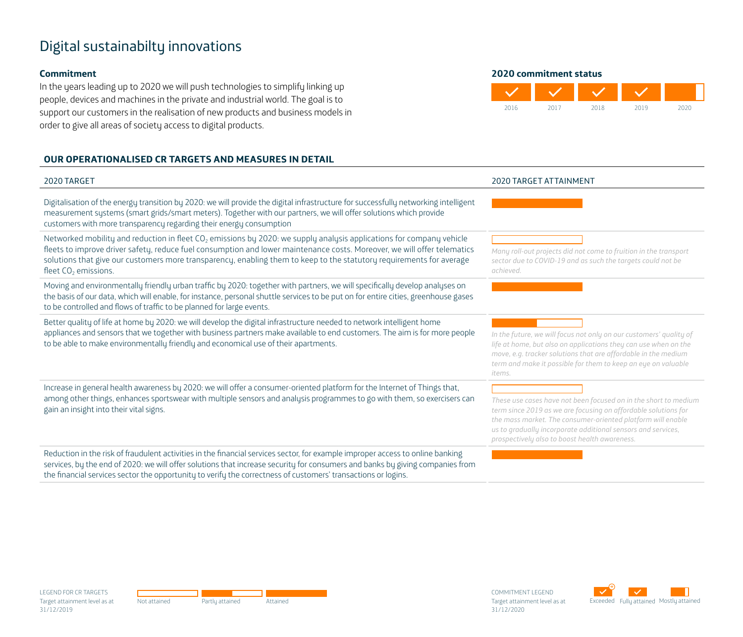# Digital sustainabilty innovations

**Commitment**

In the years leading up to 2020 we will push technologies to simplify linking up people, devices and machines in the private and industrial world. The goal is to support our customers in the realisation of new products and business models in order to give all areas of society access to digital products.

**2020 commitment status**

| 2016 | 2017 | 2018 | 2019 | 2020 |
|---|---|---|---|---|
| Fully attained | Fully attained | Fully attained | Fully attained | Mostly attained |

**OUR OPERATIONALISED CR TARGETS AND MEASURES IN DETAIL**

| 2020 TARGET | 2020 TARGET ATTAINMENT |
|---|---|
| Digitalisation of the energy transition by 2020: we will provide the digital infrastructure for successfully networking intelligent measurement systems (smart grids/smart meters). Together with our partners, we will offer solutions which provide customers with more transparency regarding their energy consumption | Attained |
| Networked mobility and reduction in fleet $CO_2$ emissions by 2020: we supply analysis applications for company vehicle fleets to improve driver safety, reduce fuel consumption and lower maintenance costs. Moreover, we will offer telematics solutions that give our customers more transparency, enabling them to keep to the statutory requirements for average fleet $CO_2$ emissions. | Not attained<br>*Many roll-out projects did not come to fruition in the transport sector due to COVID-19 and as such the targets could not be achieved.* |
| Moving and environmentally friendly urban traffic by 2020: together with partners, we will specifically develop analyses on the basis of our data, which will enable, for instance, personal shuttle services to be put on for entire cities, greenhouse gases to be controlled and flows of traffic to be planned for large events. | Attained |
| Better quality of life at home by 2020: we will develop the digital infrastructure needed to network intelligent home appliances and sensors that we together with business partners make available to end customers. The aim is for more people to be able to make environmentally friendly and economical use of their apartments. | Partly attained<br>*In the future, we will focus not only on our customers' quality of life at home, but also on applications they can use when on the move, e.g. tracker solutions that are affordable in the medium term and make it possible for them to keep an eye on valuable items.* |
| Increase in general health awareness by 2020: we will offer a consumer-oriented platform for the Internet of Things that, among other things, enhances sportswear with multiple sensors and analysis programmes to go with them, so exercisers can gain an insight into their vital signs. | Not attained<br>*These use cases have not been focused on in the short to medium term since 2019 as we are focusing on affordable solutions for the mass market. The consumer-oriented platform will enable us to gradually incorporate additional sensors and services, prospectively also to boost health awareness.* |
| Reduction in the risk of fraudulent activities in the financial services sector, for example improper access to online banking services, by the end of 2020: we will offer solutions that increase security for consumers and banks by giving companies from the financial services sector the opportunity to verify the correctness of customers' transactions or logins. | Attained |

LEGEND FOR CR TARGETS
Target attainment level as at 31/12/2019
Not attained | Partly attained | Attained

COMMITMENT LEGEND
Target attainment level as at 31/12/2020
Exceeded | Fully attained | Mostly attained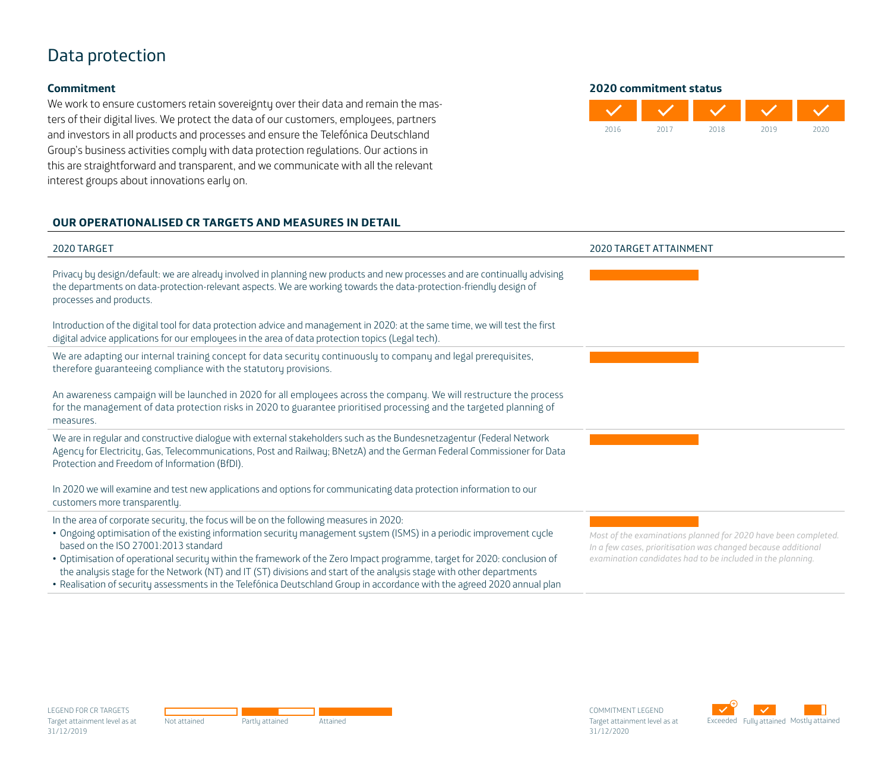# Data protection

**Commitment**

We work to ensure customers retain sovereignty over their data and remain the masters of their digital lives. We protect the data of our customers, employees, partners and investors in all products and processes and ensure the Telefónica Deutschland Group's business activities comply with data protection regulations. Our actions in this are straightforward and transparent, and we communicate with all the relevant interest groups about innovations early on.

**2020 commitment status**

| 2016 | 2017 | 2018 | 2019 | 2020 |
|---|---|---|---|---|
| ✓ | ✓ | ✓ | ✓ | ✓ |

**OUR OPERATIONALISED CR TARGETS AND MEASURES IN DETAIL**

| 2020 TARGET | 2020 TARGET ATTAINMENT |
|---|---|
| Privacy by design/default: we are already involved in planning new products and new processes and are continually advising the departments on data-protection-relevant aspects. We are working towards the data-protection-friendly design of processes and products.<br><br>Introduction of the digital tool for data protection advice and management in 2020: at the same time, we will test the first digital advice applications for our employees in the area of data protection topics (Legal tech). | Attained |
| We are adapting our internal training concept for data security continuously to company and legal prerequisites, therefore guaranteeing compliance with the statutory provisions.<br><br>An awareness campaign will be launched in 2020 for all employees across the company. We will restructure the process for the management of data protection risks in 2020 to guarantee prioritised processing and the targeted planning of measures. | Attained |
| We are in regular and constructive dialogue with external stakeholders such as the Bundesnetzagentur (Federal Network Agency for Electricity, Gas, Telecommunications, Post and Railway; BNetzA) and the German Federal Commissioner for Data Protection and Freedom of Information (BfDI).<br><br>In 2020 we will examine and test new applications and options for communicating data protection information to our customers more transparently. | Attained |
| In the area of corporate security, the focus will be on the following measures in 2020:<br>• Ongoing optimisation of the existing information security management system (ISMS) in a periodic improvement cycle based on the ISO 27001:2013 standard<br>• Optimisation of operational security within the framework of the Zero Impact programme, target for 2020: conclusion of the analysis stage for the Network (NT) and IT (ST) divisions and start of the analysis stage with other departments<br>• Realisation of security assessments in the Telefónica Deutschland Group in accordance with the agreed 2020 annual plan | Attained<br>*Most of the examinations planned for 2020 have been completed. In a few cases, prioritisation was changed because additional examination candidates had to be included in the planning.* |

LEGEND FOR CR TARGETS
Target attainment level as at 31/12/2019
Not attained | Partly attained | Attained

COMMITMENT LEGEND
Target attainment level as at 31/12/2020
Exceeded | Fully attained | Mostly attained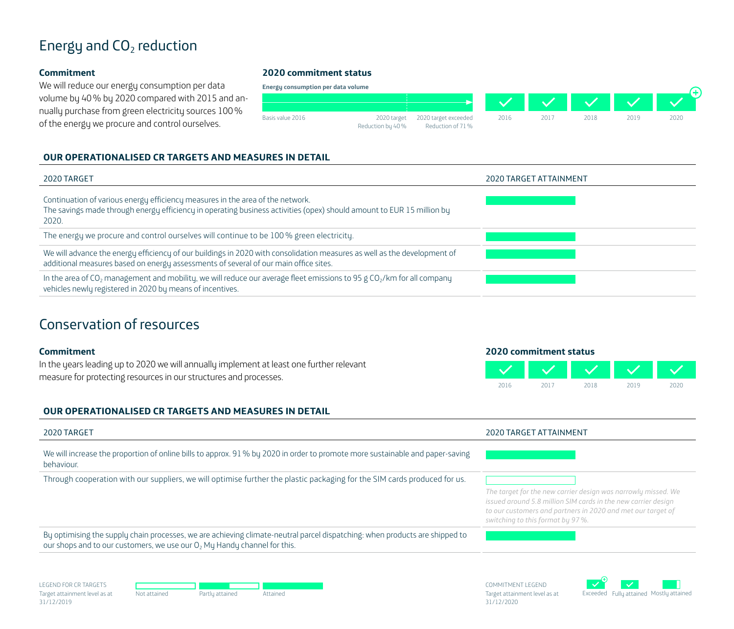# Energy and $CO_2$ reduction

**Commitment**

We will reduce our energy consumption per data volume by 40 % by 2020 compared with 2015 and annually purchase from green electricity sources 100 % of the energy we procure and control ourselves.

**2020 commitment status**

Energy consumption per data volume

Basis value 2016

2020 target Reduction by 40 %

2020 target exceeded Reduction of 71 %

2016 2017 2018 2019 2020

**OUR OPERATIONALISED CR TARGETS AND MEASURES IN DETAIL**

| 2020 TARGET | 2020 TARGET ATTAINMENT |
|---|---|
| Continuation of various energy efficiency measures in the area of the network. The savings made through energy efficiency in operating business activities (opex) should amount to EUR 15 million by 2020. | Attained |
| The energy we procure and control ourselves will continue to be 100 % green electricity. | Attained |
| We will advance the energy efficiency of our buildings in 2020 with consolidation measures as well as the development of additional measures based on energy assessments of several of our main office sites. | Attained |
| In the area of $CO_2$ management and mobility, we will reduce our average fleet emissions to 95 g $CO_2$/km for all company vehicles newly registered in 2020 by means of incentives. | Attained |

# Conservation of resources

**Commitment**

In the years leading up to 2020 we will annually implement at least one further relevant measure for protecting resources in our structures and processes.

**2020 commitment status**

2016 2017 2018 2019 2020

**OUR OPERATIONALISED CR TARGETS AND MEASURES IN DETAIL**

| 2020 TARGET | 2020 TARGET ATTAINMENT |
|---|---|
| We will increase the proportion of online bills to approx. 91 % by 2020 in order to promote more sustainable and paper-saving behaviour. | Attained |
| Through cooperation with our suppliers, we will optimise further the plastic packaging for the SIM cards produced for us. | Not attained. *The target for the new carrier design was narrowly missed. We issued around 5.8 million SIM cards in the new carrier design to our customers and partners in 2020 and met our target of switching to this format by 97 %.* |
| By optimising the supply chain processes, we are achieving climate-neutral parcel dispatching: when products are shipped to our shops and to our customers, we use our $O_2$ My Handy channel for this. | Attained |

LEGEND FOR CR TARGETS
Target attainment level as at 31/12/2019

Not attained | Partly attained | Attained

COMMITMENT LEGEND
Target attainment level as at 31/12/2020

Exceeded | Fully attained | Mostly attained